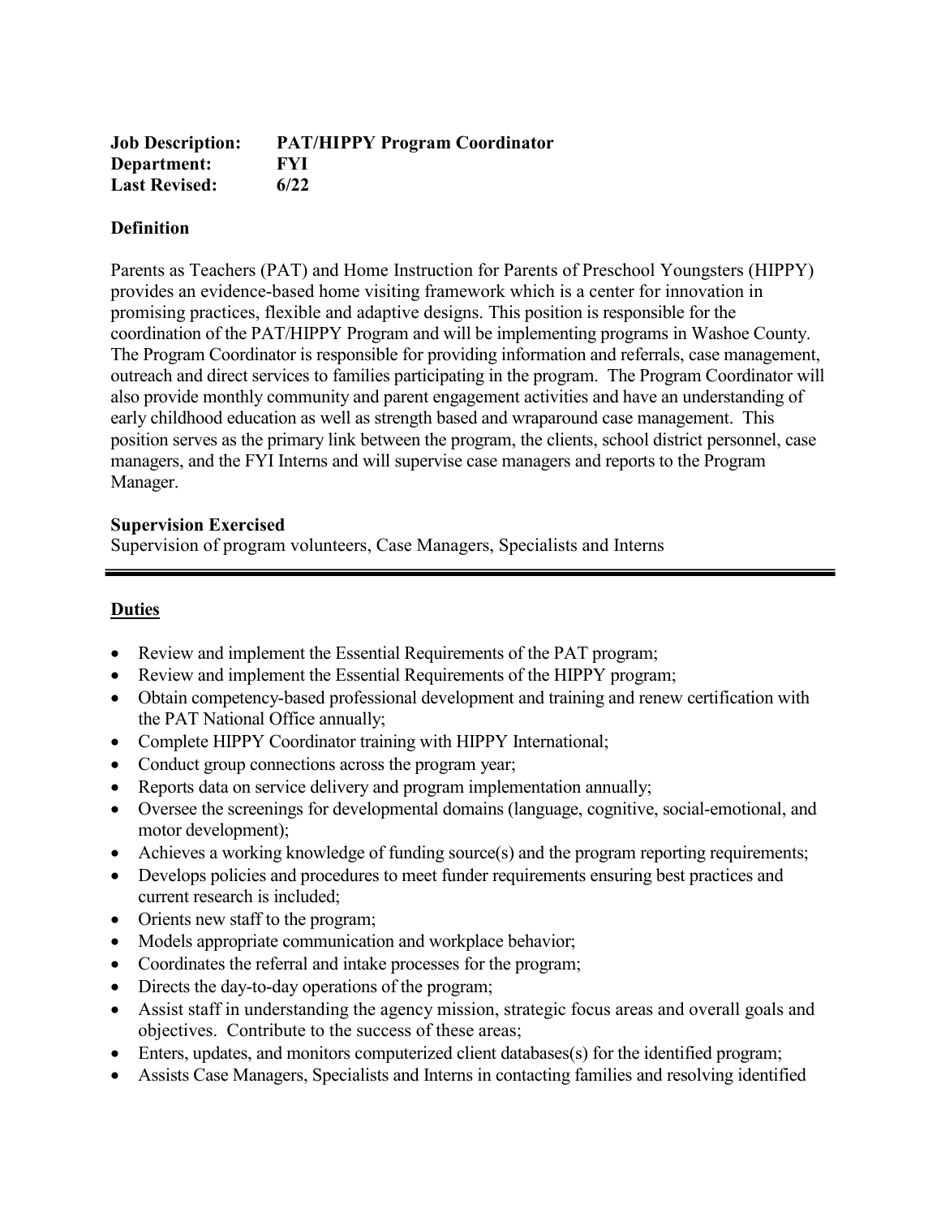**Job Description:** **PAT/HIPPY Program Coordinator**
**Department:** **FYI**
**Last Revised:** **6/22**

### Definition

Parents as Teachers (PAT) and Home Instruction for Parents of Preschool Youngsters (HIPPY) provides an evidence-based home visiting framework which is a center for innovation in promising practices, flexible and adaptive designs. This position is responsible for the coordination of the PAT/HIPPY Program and will be implementing programs in Washoe County. The Program Coordinator is responsible for providing information and referrals, case management, outreach and direct services to families participating in the program. The Program Coordinator will also provide monthly community and parent engagement activities and have an understanding of early childhood education as well as strength based and wraparound case management. This position serves as the primary link between the program, the clients, school district personnel, case managers, and the FYI Interns and will supervise case managers and reports to the Program Manager.

### Supervision Exercised

Supervision of program volunteers, Case Managers, Specialists and Interns

---

### Duties

- Review and implement the Essential Requirements of the PAT program;
- Review and implement the Essential Requirements of the HIPPY program;
- Obtain competency-based professional development and training and renew certification with the PAT National Office annually;
- Complete HIPPY Coordinator training with HIPPY International;
- Conduct group connections across the program year;
- Reports data on service delivery and program implementation annually;
- Oversee the screenings for developmental domains (language, cognitive, social-emotional, and motor development);
- Achieves a working knowledge of funding source(s) and the program reporting requirements;
- Develops policies and procedures to meet funder requirements ensuring best practices and current research is included;
- Orients new staff to the program;
- Models appropriate communication and workplace behavior;
- Coordinates the referral and intake processes for the program;
- Directs the day-to-day operations of the program;
- Assist staff in understanding the agency mission, strategic focus areas and overall goals and objectives. Contribute to the success of these areas;
- Enters, updates, and monitors computerized client databases(s) for the identified program;
- Assists Case Managers, Specialists and Interns in contacting families and resolving identified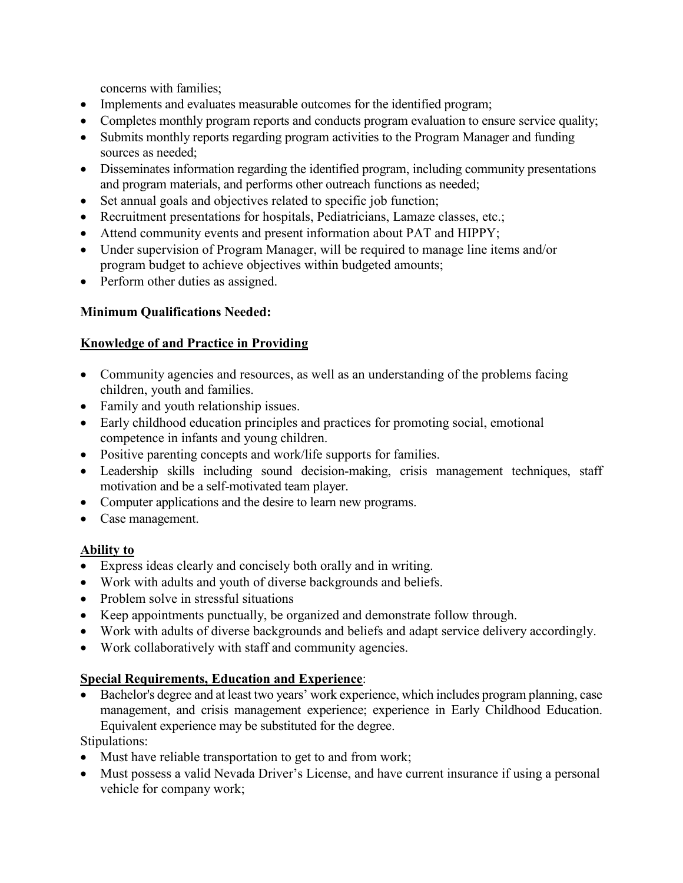concerns with families;

- Implements and evaluates measurable outcomes for the identified program;
- Completes monthly program reports and conducts program evaluation to ensure service quality;
- Submits monthly reports regarding program activities to the Program Manager and funding sources as needed;
- Disseminates information regarding the identified program, including community presentations and program materials, and performs other outreach functions as needed;
- Set annual goals and objectives related to specific job function;
- Recruitment presentations for hospitals, Pediatricians, Lamaze classes, etc.;
- Attend community events and present information about PAT and HIPPY;
- Under supervision of Program Manager, will be required to manage line items and/or program budget to achieve objectives within budgeted amounts;
- Perform other duties as assigned.

**Minimum Qualifications Needed:**

**Knowledge of and Practice in Providing**

- Community agencies and resources, as well as an understanding of the problems facing children, youth and families.
- Family and youth relationship issues.
- Early childhood education principles and practices for promoting social, emotional competence in infants and young children.
- Positive parenting concepts and work/life supports for families.
- Leadership skills including sound decision-making, crisis management techniques, staff motivation and be a self-motivated team player.
- Computer applications and the desire to learn new programs.
- Case management.

**Ability to**

- Express ideas clearly and concisely both orally and in writing.
- Work with adults and youth of diverse backgrounds and beliefs.
- Problem solve in stressful situations
- Keep appointments punctually, be organized and demonstrate follow through.
- Work with adults of diverse backgrounds and beliefs and adapt service delivery accordingly.
- Work collaboratively with staff and community agencies.

**Special Requirements, Education and Experience**:

- Bachelor's degree and at least two years' work experience, which includes program planning, case management, and crisis management experience; experience in Early Childhood Education. Equivalent experience may be substituted for the degree.

Stipulations:

- Must have reliable transportation to get to and from work;
- Must possess a valid Nevada Driver's License, and have current insurance if using a personal vehicle for company work;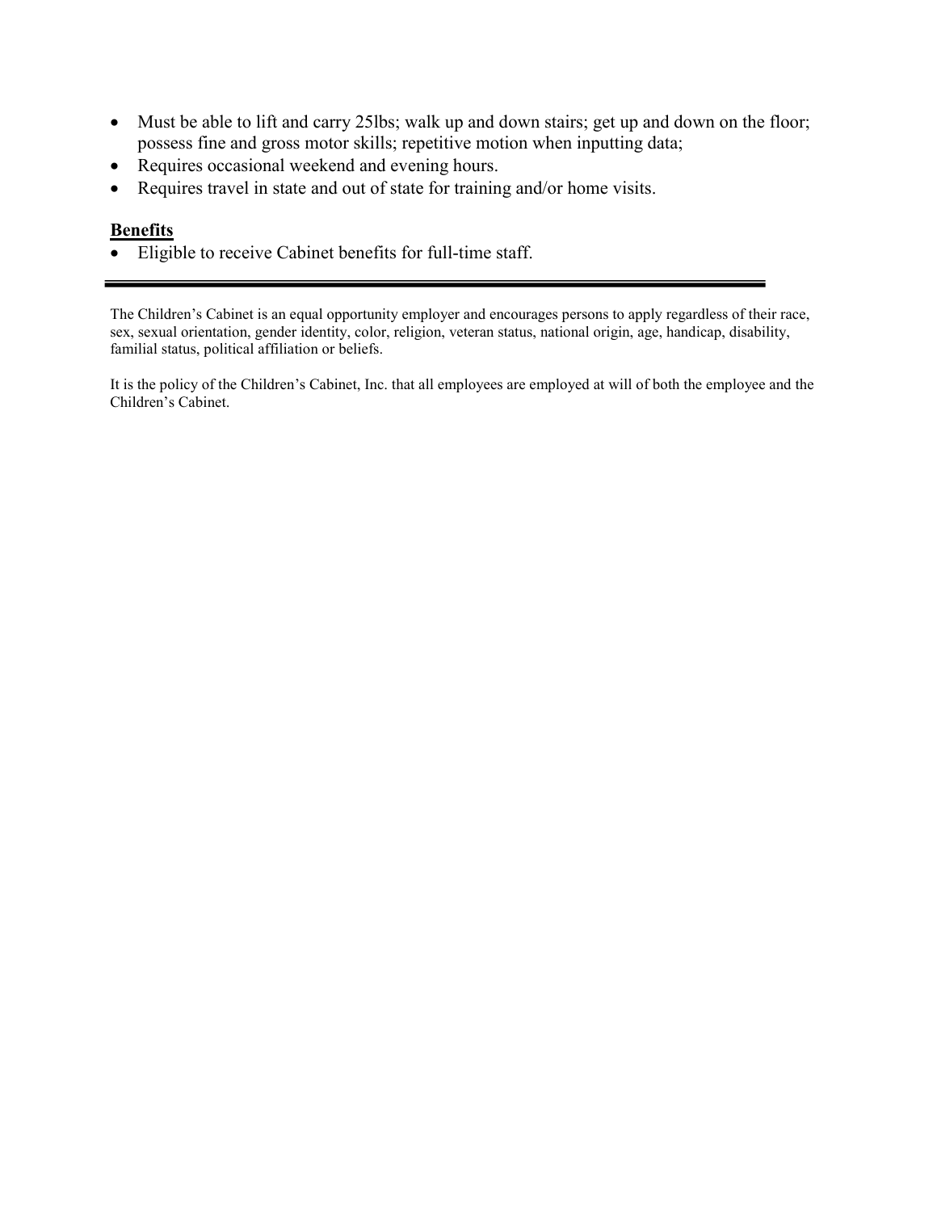- Must be able to lift and carry 25lbs; walk up and down stairs; get up and down on the floor; possess fine and gross motor skills; repetitive motion when inputting data;
- Requires occasional weekend and evening hours.
- Requires travel in state and out of state for training and/or home visits.

**Benefits**

- Eligible to receive Cabinet benefits for full-time staff.

---

The Children's Cabinet is an equal opportunity employer and encourages persons to apply regardless of their race, sex, sexual orientation, gender identity, color, religion, veteran status, national origin, age, handicap, disability, familial status, political affiliation or beliefs.

It is the policy of the Children's Cabinet, Inc. that all employees are employed at will of both the employee and the Children's Cabinet.